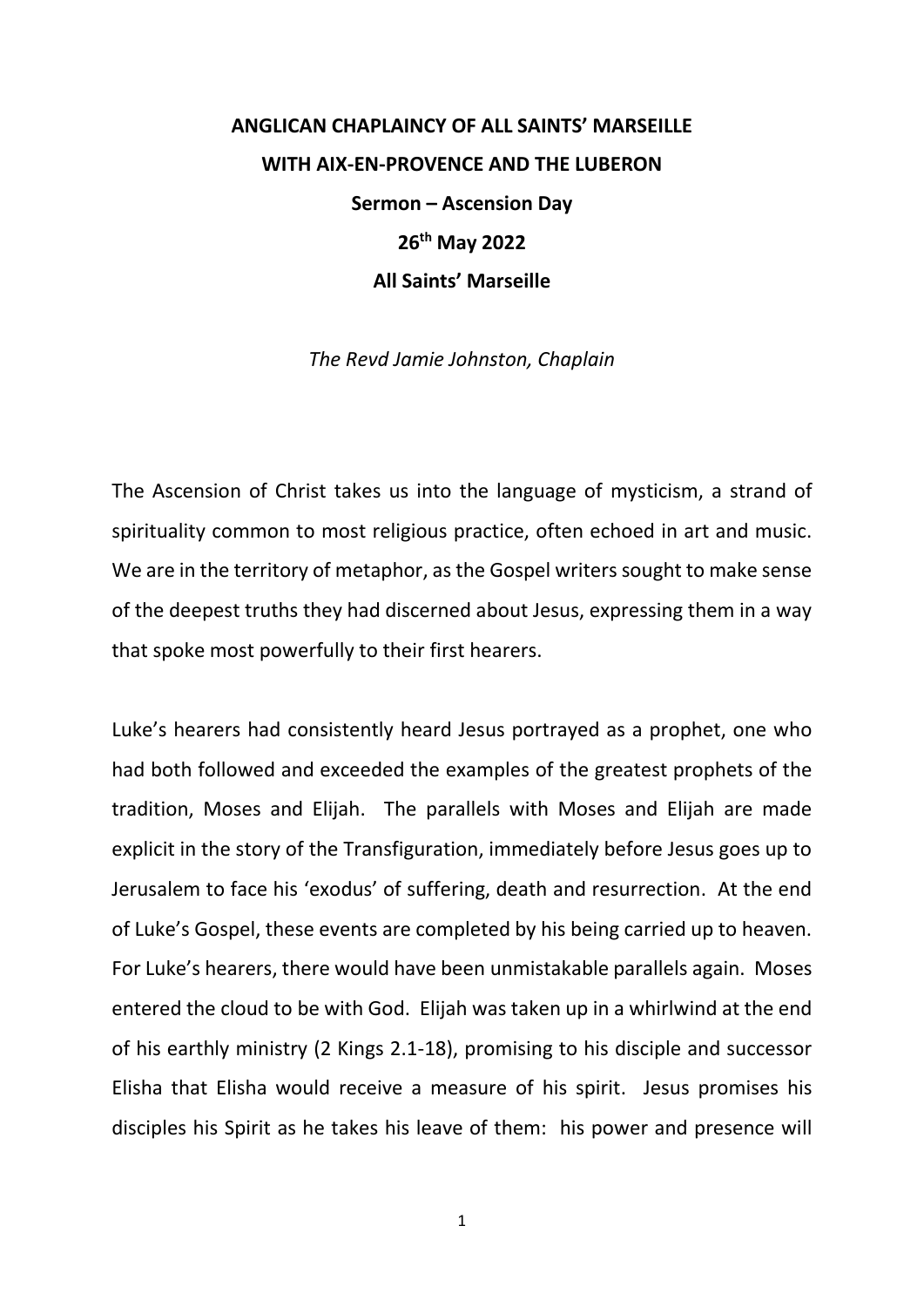**ANGLICAN CHAPLAINCY OF ALL SAINTS' MARSEILLE**

**WITH AIX-EN-PROVENCE AND THE LUBERON**

**Sermon – Ascension Day**

**26th May 2022**

**All Saints' Marseille**

*The Revd Jamie Johnston, Chaplain*

The Ascension of Christ takes us into the language of mysticism, a strand of spirituality common to most religious practice, often echoed in art and music. We are in the territory of metaphor, as the Gospel writers sought to make sense of the deepest truths they had discerned about Jesus, expressing them in a way that spoke most powerfully to their first hearers.

Luke's hearers had consistently heard Jesus portrayed as a prophet, one who had both followed and exceeded the examples of the greatest prophets of the tradition, Moses and Elijah. The parallels with Moses and Elijah are made explicit in the story of the Transfiguration, immediately before Jesus goes up to Jerusalem to face his 'exodus' of suffering, death and resurrection. At the end of Luke's Gospel, these events are completed by his being carried up to heaven. For Luke's hearers, there would have been unmistakable parallels again. Moses entered the cloud to be with God. Elijah was taken up in a whirlwind at the end of his earthly ministry (2 Kings 2.1-18), promising to his disciple and successor Elisha that Elisha would receive a measure of his spirit. Jesus promises his disciples his Spirit as he takes his leave of them: his power and presence will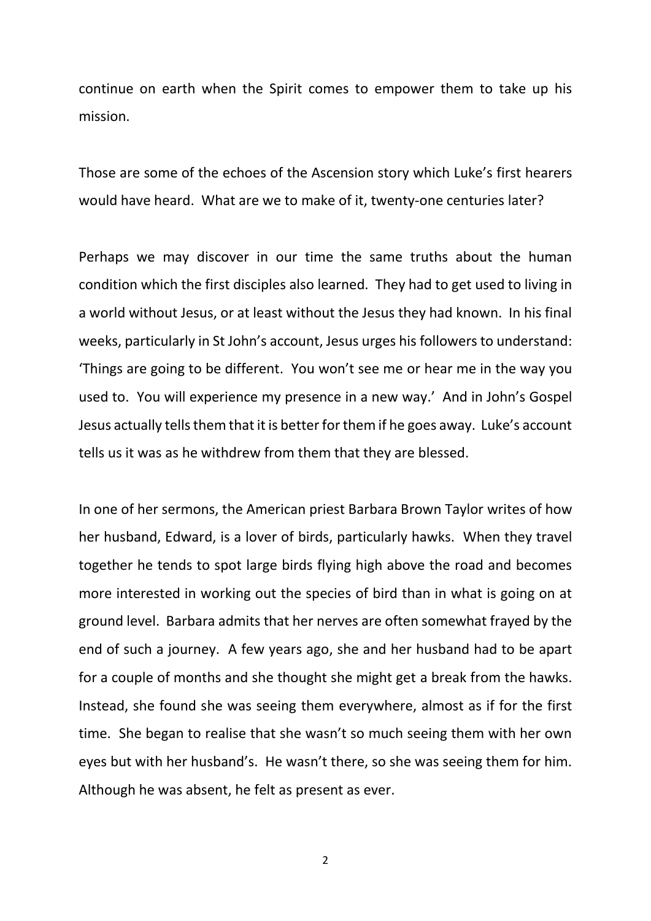continue on earth when the Spirit comes to empower them to take up his mission.

Those are some of the echoes of the Ascension story which Luke's first hearers would have heard. What are we to make of it, twenty-one centuries later?

Perhaps we may discover in our time the same truths about the human condition which the first disciples also learned. They had to get used to living in a world without Jesus, or at least without the Jesus they had known. In his final weeks, particularly in St John's account, Jesus urges his followers to understand: 'Things are going to be different. You won't see me or hear me in the way you used to. You will experience my presence in a new way.' And in John's Gospel Jesus actually tells them that it is better for them if he goes away. Luke's account tells us it was as he withdrew from them that they are blessed.

In one of her sermons, the American priest Barbara Brown Taylor writes of how her husband, Edward, is a lover of birds, particularly hawks. When they travel together he tends to spot large birds flying high above the road and becomes more interested in working out the species of bird than in what is going on at ground level. Barbara admits that her nerves are often somewhat frayed by the end of such a journey. A few years ago, she and her husband had to be apart for a couple of months and she thought she might get a break from the hawks. Instead, she found she was seeing them everywhere, almost as if for the first time. She began to realise that she wasn't so much seeing them with her own eyes but with her husband's. He wasn't there, so she was seeing them for him. Although he was absent, he felt as present as ever.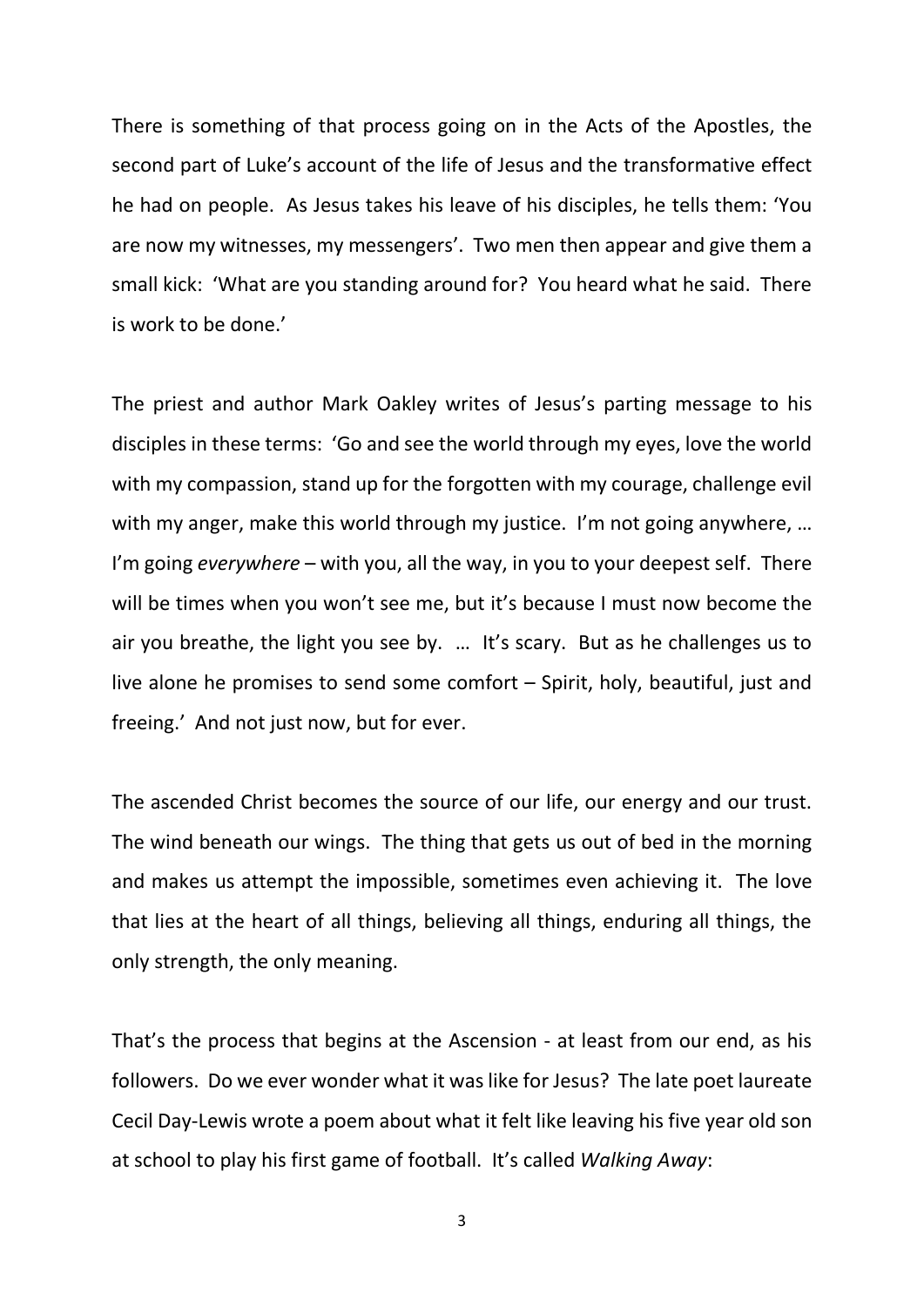There is something of that process going on in the Acts of the Apostles, the second part of Luke's account of the life of Jesus and the transformative effect he had on people. As Jesus takes his leave of his disciples, he tells them: 'You are now my witnesses, my messengers'. Two men then appear and give them a small kick: 'What are you standing around for? You heard what he said. There is work to be done.'

The priest and author Mark Oakley writes of Jesus's parting message to his disciples in these terms: 'Go and see the world through my eyes, love the world with my compassion, stand up for the forgotten with my courage, challenge evil with my anger, make this world through my justice. I'm not going anywhere, … I'm going *everywhere* – with you, all the way, in you to your deepest self. There will be times when you won't see me, but it's because I must now become the air you breathe, the light you see by. … It's scary. But as he challenges us to live alone he promises to send some comfort – Spirit, holy, beautiful, just and freeing.' And not just now, but for ever.

The ascended Christ becomes the source of our life, our energy and our trust. The wind beneath our wings. The thing that gets us out of bed in the morning and makes us attempt the impossible, sometimes even achieving it. The love that lies at the heart of all things, believing all things, enduring all things, the only strength, the only meaning.

That's the process that begins at the Ascension - at least from our end, as his followers. Do we ever wonder what it was like for Jesus? The late poet laureate Cecil Day-Lewis wrote a poem about what it felt like leaving his five year old son at school to play his first game of football. It's called *Walking Away*: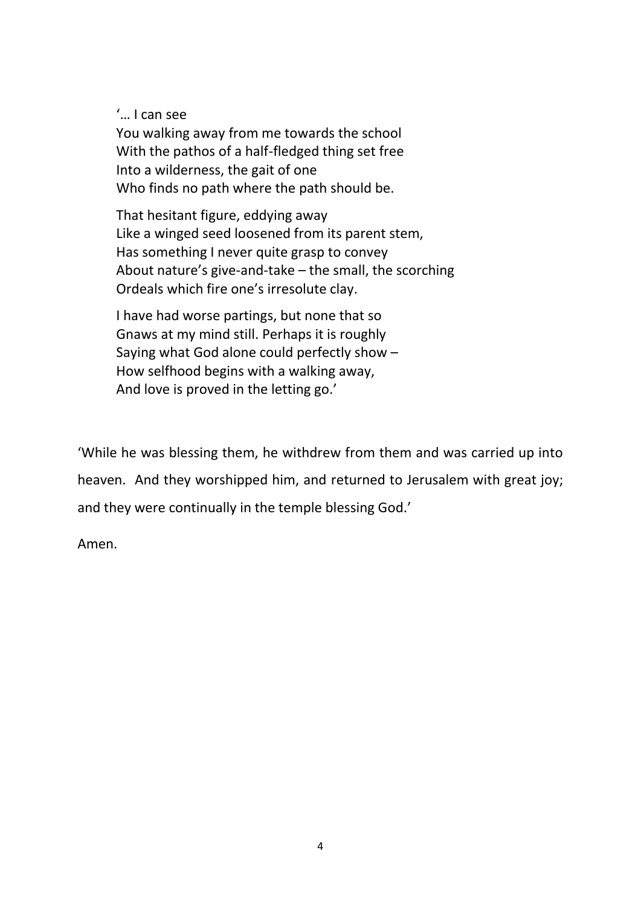'… I can see  
You walking away from me towards the school  
With the pathos of a half-fledged thing set free  
Into a wilderness, the gait of one  
Who finds no path where the path should be.

That hesitant figure, eddying away  
Like a winged seed loosened from its parent stem,  
Has something I never quite grasp to convey  
About nature's give-and-take – the small, the scorching  
Ordeals which fire one's irresolute clay.

I have had worse partings, but none that so  
Gnaws at my mind still. Perhaps it is roughly  
Saying what God alone could perfectly show –  
How selfhood begins with a walking away,  
And love is proved in the letting go.'

'While he was blessing them, he withdrew from them and was carried up into heaven. And they worshipped him, and returned to Jerusalem with great joy; and they were continually in the temple blessing God.'

Amen.